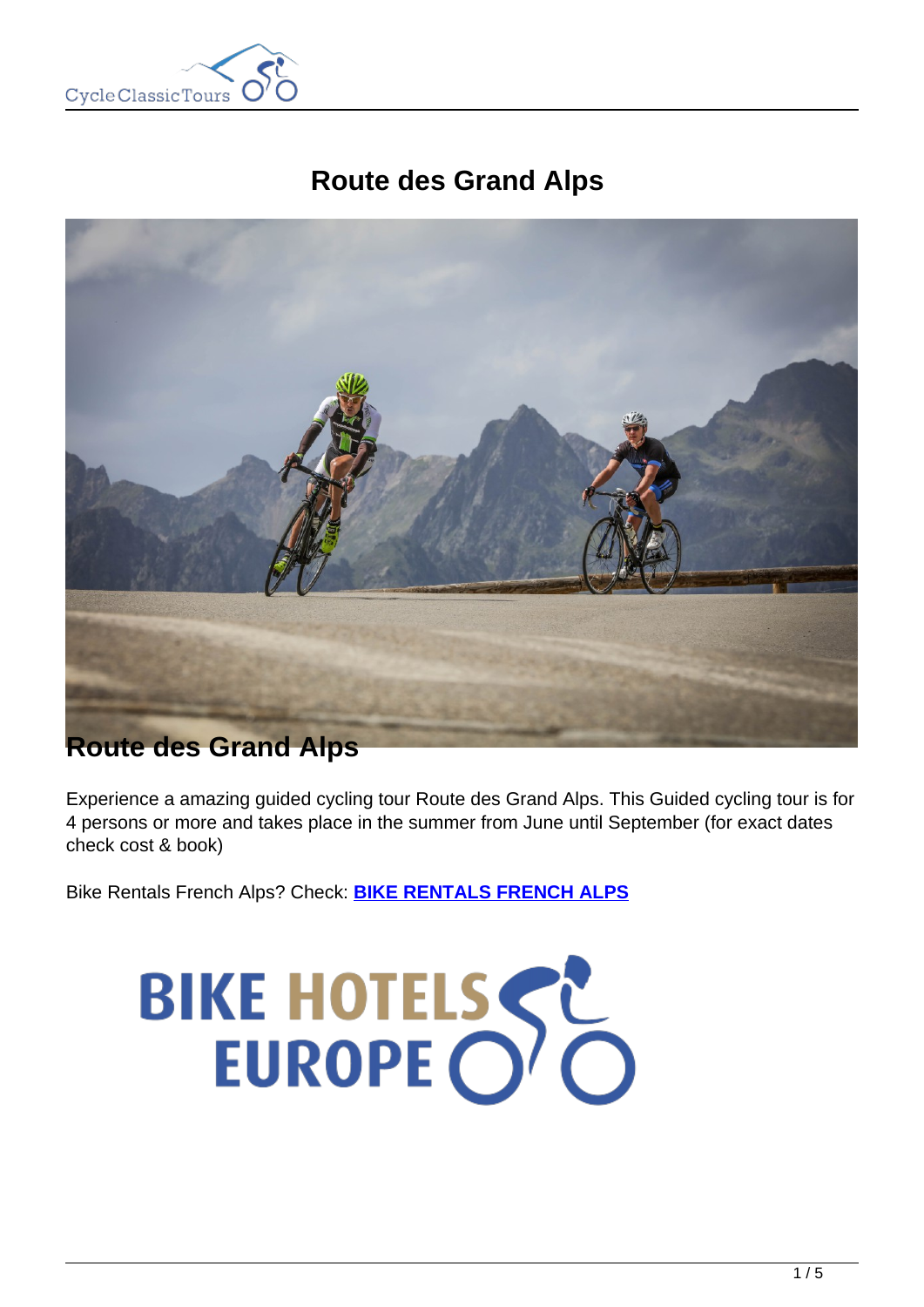# Route des Grand Alps

## Route des Grand Alps

Experience a amazing guided cycling tour Route des Grand Alps. This Guided cycling tour is for 4 persons or more and takes place in the summer from June until September (for exact dates check cost & book)

Bike Rentals French Alps? Check: **BIKE RENTALS FRENCH ALPS**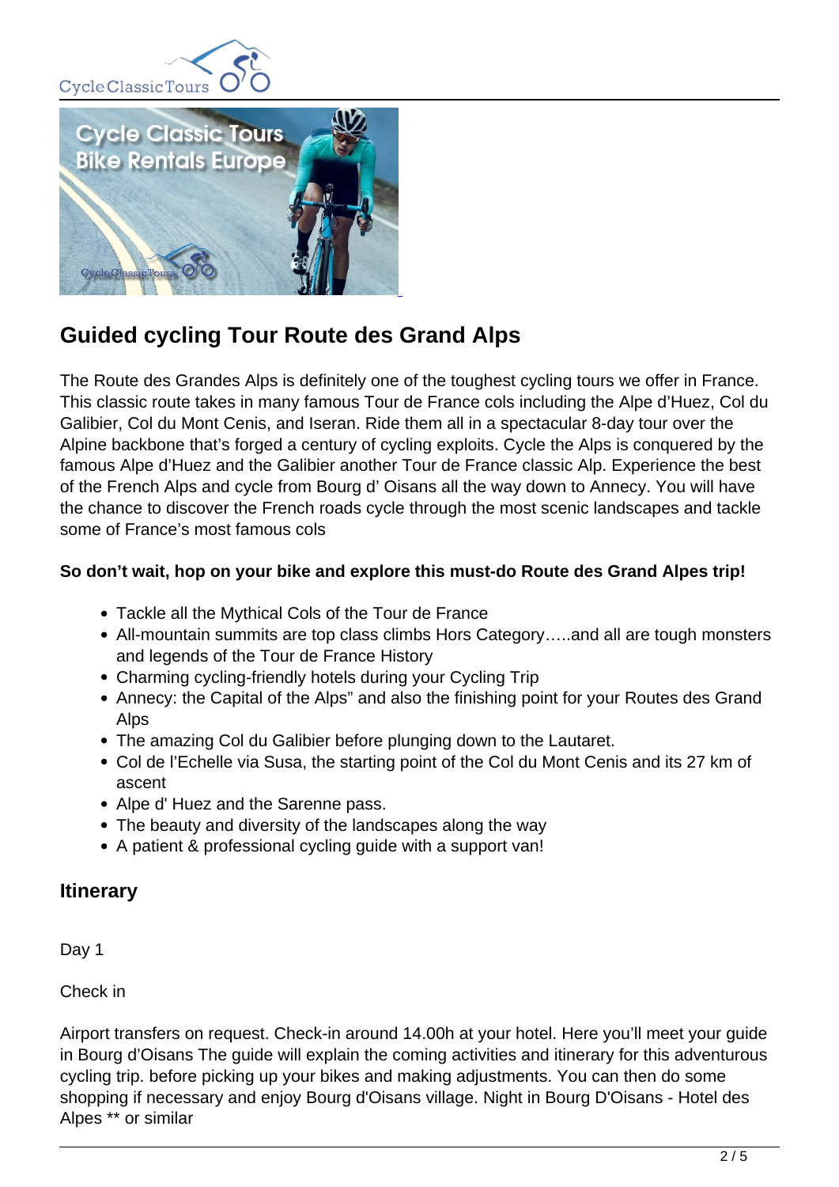## Guided cycling Tour Route des Grand Alps

The Route des Grandes Alps is definitely one of the toughest cycling tours we offer in France. This classic route takes in many famous Tour de France cols including the Alpe d'Huez, Col du Galibier, Col du Mont Cenis, and Iseran. Ride them all in a spectacular 8-day tour over the Alpine backbone that's forged a century of cycling exploits. Cycle the Alps is conquered by the famous Alpe d'Huez and the Galibier another Tour de France classic Alp. Experience the best of the French Alps and cycle from Bourg d' Oisans all the way down to Annecy. You will have the chance to discover the French roads cycle through the most scenic landscapes and tackle some of France's most famous cols

**So don't wait, hop on your bike and explore this must-do Route des Grand Alpes trip!**

- Tackle all the Mythical Cols of the Tour de France
- All-mountain summits are top class climbs Hors Category…..and all are tough monsters and legends of the Tour de France History
- Charming cycling-friendly hotels during your Cycling Trip
- Annecy: the Capital of the Alps" and also the finishing point for your Routes des Grand Alps
- The amazing Col du Galibier before plunging down to the Lautaret.
- Col de l'Echelle via Susa, the starting point of the Col du Mont Cenis and its 27 km of ascent
- Alpe d' Huez and the Sarenne pass.
- The beauty and diversity of the landscapes along the way
- A patient & professional cycling guide with a support van!

### Itinerary

Day 1

Check in

Airport transfers on request. Check-in around 14.00h at your hotel. Here you'll meet your guide in Bourg d'Oisans The guide will explain the coming activities and itinerary for this adventurous cycling trip. before picking up your bikes and making adjustments. You can then do some shopping if necessary and enjoy Bourg d'Oisans village. Night in Bourg D'Oisans - Hotel des Alpes ** or similar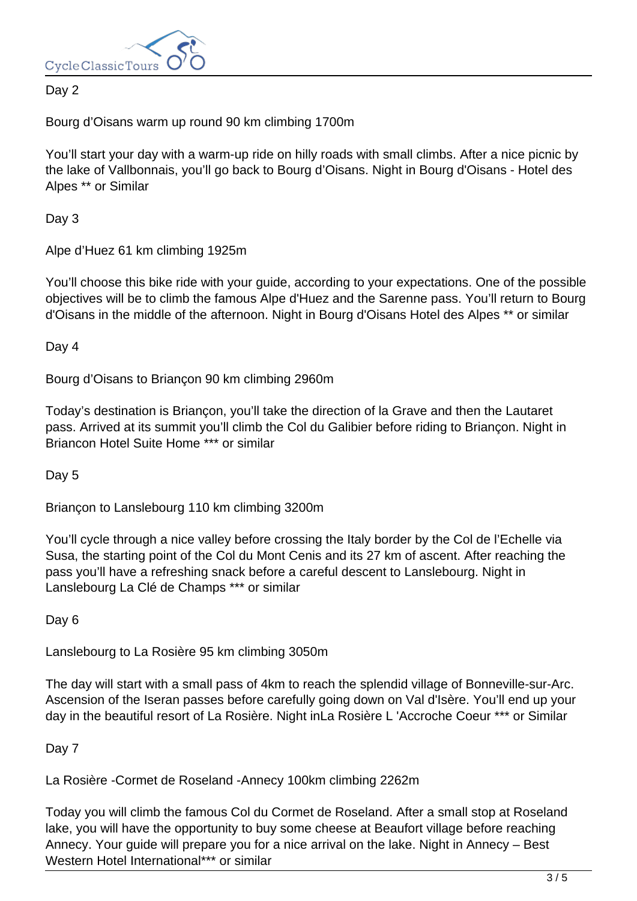Day 2

Bourg d'Oisans warm up round 90 km climbing 1700m

You'll start your day with a warm-up ride on hilly roads with small climbs. After a nice picnic by the lake of Vallbonnais, you'll go back to Bourg d'Oisans. Night in Bourg d'Oisans - Hotel des Alpes ** or Similar

Day 3

Alpe d'Huez 61 km climbing 1925m

You'll choose this bike ride with your guide, according to your expectations. One of the possible objectives will be to climb the famous Alpe d'Huez and the Sarenne pass. You'll return to Bourg d'Oisans in the middle of the afternoon. Night in Bourg d'Oisans Hotel des Alpes ** or similar

Day 4

Bourg d'Oisans to Briançon 90 km climbing 2960m

Today's destination is Briançon, you'll take the direction of la Grave and then the Lautaret pass. Arrived at its summit you'll climb the Col du Galibier before riding to Briançon. Night in Briancon Hotel Suite Home *** or similar

Day 5

Briançon to Lanslebourg 110 km climbing 3200m

You'll cycle through a nice valley before crossing the Italy border by the Col de l'Echelle via Susa, the starting point of the Col du Mont Cenis and its 27 km of ascent. After reaching the pass you'll have a refreshing snack before a careful descent to Lanslebourg. Night in Lanslebourg La Clé de Champs *** or similar

Day 6

Lanslebourg to La Rosière 95 km climbing 3050m

The day will start with a small pass of 4km to reach the splendid village of Bonneville-sur-Arc. Ascension of the Iseran passes before carefully going down on Val d'Isère. You'll end up your day in the beautiful resort of La Rosière. Night inLa Rosière L 'Accroche Coeur *** or Similar

Day 7

La Rosière -Cormet de Roseland -Annecy 100km climbing 2262m

Today you will climb the famous Col du Cormet de Roseland. After a small stop at Roseland lake, you will have the opportunity to buy some cheese at Beaufort village before reaching Annecy. Your guide will prepare you for a nice arrival on the lake. Night in Annecy – Best Western Hotel International*** or similar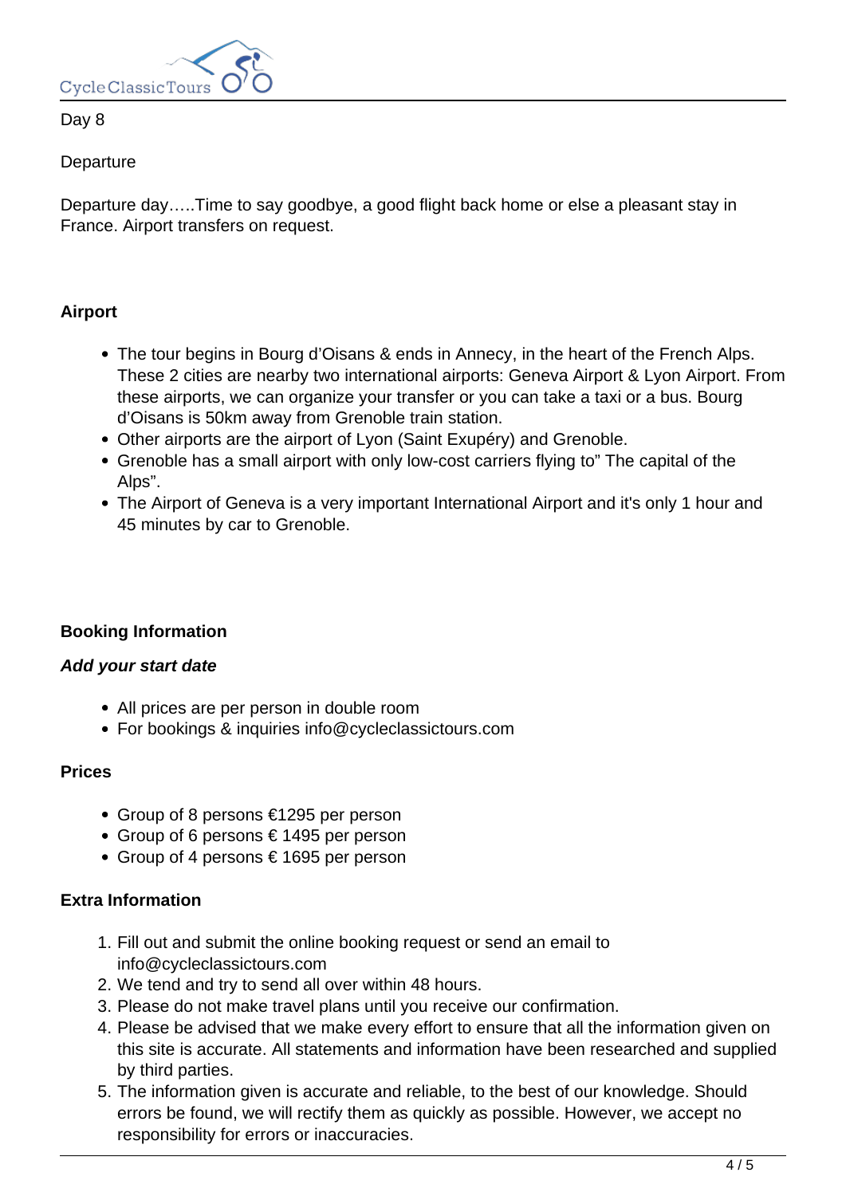Day 8

Departure

Departure day…..Time to say goodbye, a good flight back home or else a pleasant stay in France. Airport transfers on request.

**Airport**

- The tour begins in Bourg d'Oisans & ends in Annecy, in the heart of the French Alps. These 2 cities are nearby two international airports: Geneva Airport & Lyon Airport. From these airports, we can organize your transfer or you can take a taxi or a bus. Bourg d'Oisans is 50km away from Grenoble train station.
- Other airports are the airport of Lyon (Saint Exupéry) and Grenoble.
- Grenoble has a small airport with only low-cost carriers flying to" The capital of the Alps".
- The Airport of Geneva is a very important International Airport and it's only 1 hour and 45 minutes by car to Grenoble.

**Booking Information**

***Add your start date***

- All prices are per person in double room
- For bookings & inquiries info@cycleclassictours.com

**Prices**

- Group of 8 persons €1295 per person
- Group of 6 persons € 1495 per person
- Group of 4 persons € 1695 per person

**Extra Information**

1. Fill out and submit the online booking request or send an email to info@cycleclassictours.com
2. We tend and try to send all over within 48 hours.
3. Please do not make travel plans until you receive our confirmation.
4. Please be advised that we make every effort to ensure that all the information given on this site is accurate. All statements and information have been researched and supplied by third parties.
5. The information given is accurate and reliable, to the best of our knowledge. Should errors be found, we will rectify them as quickly as possible. However, we accept no responsibility for errors or inaccuracies.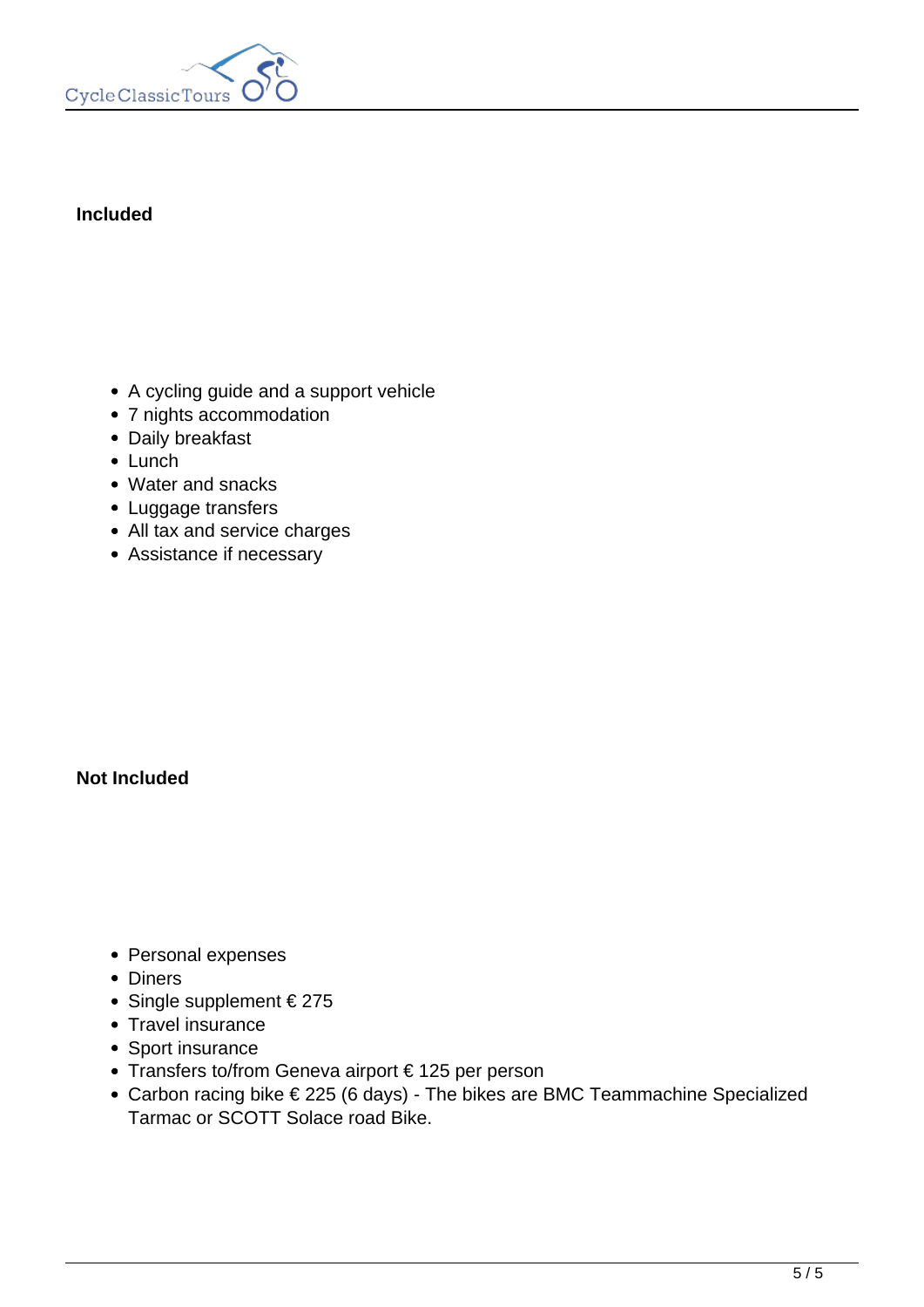**Included**

- A cycling guide and a support vehicle
- 7 nights accommodation
- Daily breakfast
- Lunch
- Water and snacks
- Luggage transfers
- All tax and service charges
- Assistance if necessary

**Not Included**

- Personal expenses
- Diners
- Single supplement € 275
- Travel insurance
- Sport insurance
- Transfers to/from Geneva airport € 125 per person
- Carbon racing bike € 225 (6 days) - The bikes are BMC Teammachine Specialized Tarmac or SCOTT Solace road Bike.